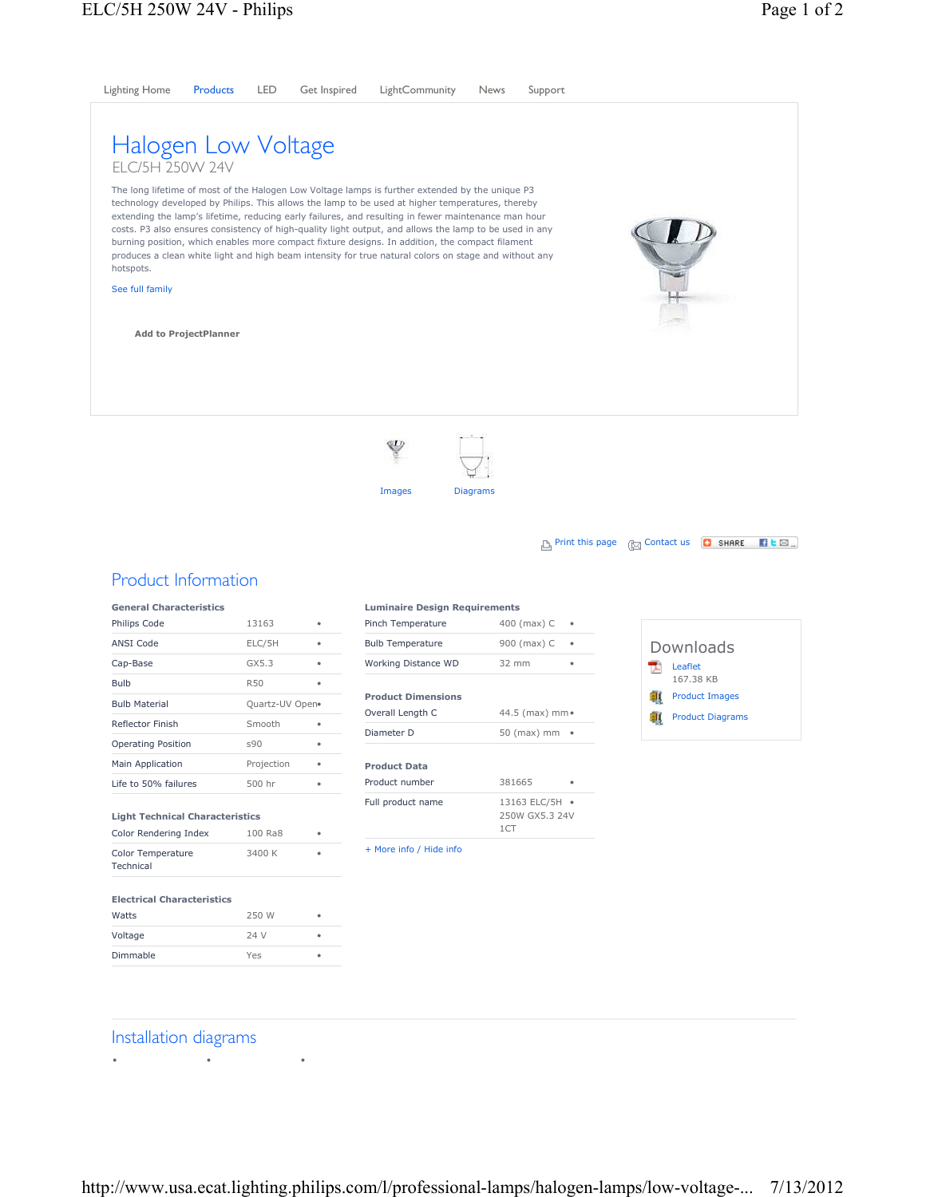Lighting Home | Products | LED | Get Inspired | LightCommunity | News | Support

# Halogen Low Voltage

ELC/5H 250W 24V

The long lifetime of most of the Halogen Low Voltage lamps is further extended by the unique P3 technology developed by Philips. This allows the lamp to be used at higher temperatures, thereby extending the lamp's lifetime, reducing early failures, and resulting in fewer maintenance man hour costs. P3 also ensures consistency of high-quality light output, and allows the lamp to be used in any burning position, which enables more compact fixture designs. In addition, the compact filament produces a clean white light and high beam intensity for true natural colors on stage and without any hotspots.

See full family

**Add to ProjectPlanner**

Images | Diagrams

Print this page | Contact us | SHARE

## Product Information

**General Characteristics**

| | |
|---|---|
| Philips Code | 13163 |
| ANSI Code | ELC/5H |
| Cap-Base | GX5.3 |
| Bulb | R50 |
| Bulb Material | Quartz-UV Open |
| Reflector Finish | Smooth |
| Operating Position | s90 |
| Main Application | Projection |
| Life to 50% failures | 500 hr |

**Light Technical Characteristics**

| | |
|---|---|
| Color Rendering Index | 100 Ra8 |
| Color Temperature Technical | 3400 K |

**Electrical Characteristics**

| | |
|---|---|
| Watts | 250 W |
| Voltage | 24 V |
| Dimmable | Yes |

**Luminaire Design Requirements**

| | |
|---|---|
| Pinch Temperature | 400 (max) C |
| Bulb Temperature | 900 (max) C |
| Working Distance WD | 32 mm |

**Product Dimensions**

| | |
|---|---|
| Overall Length C | 44.5 (max) mm |
| Diameter D | 50 (max) mm |

**Product Data**

| | |
|---|---|
| Product number | 381665 |
| Full product name | 13163 ELC/5H 250W GX5.3 24V 1CT |

+ More info / Hide info

### Downloads

- Leaflet 167.38 KB
- Product Images
- Product Diagrams

## Installation diagrams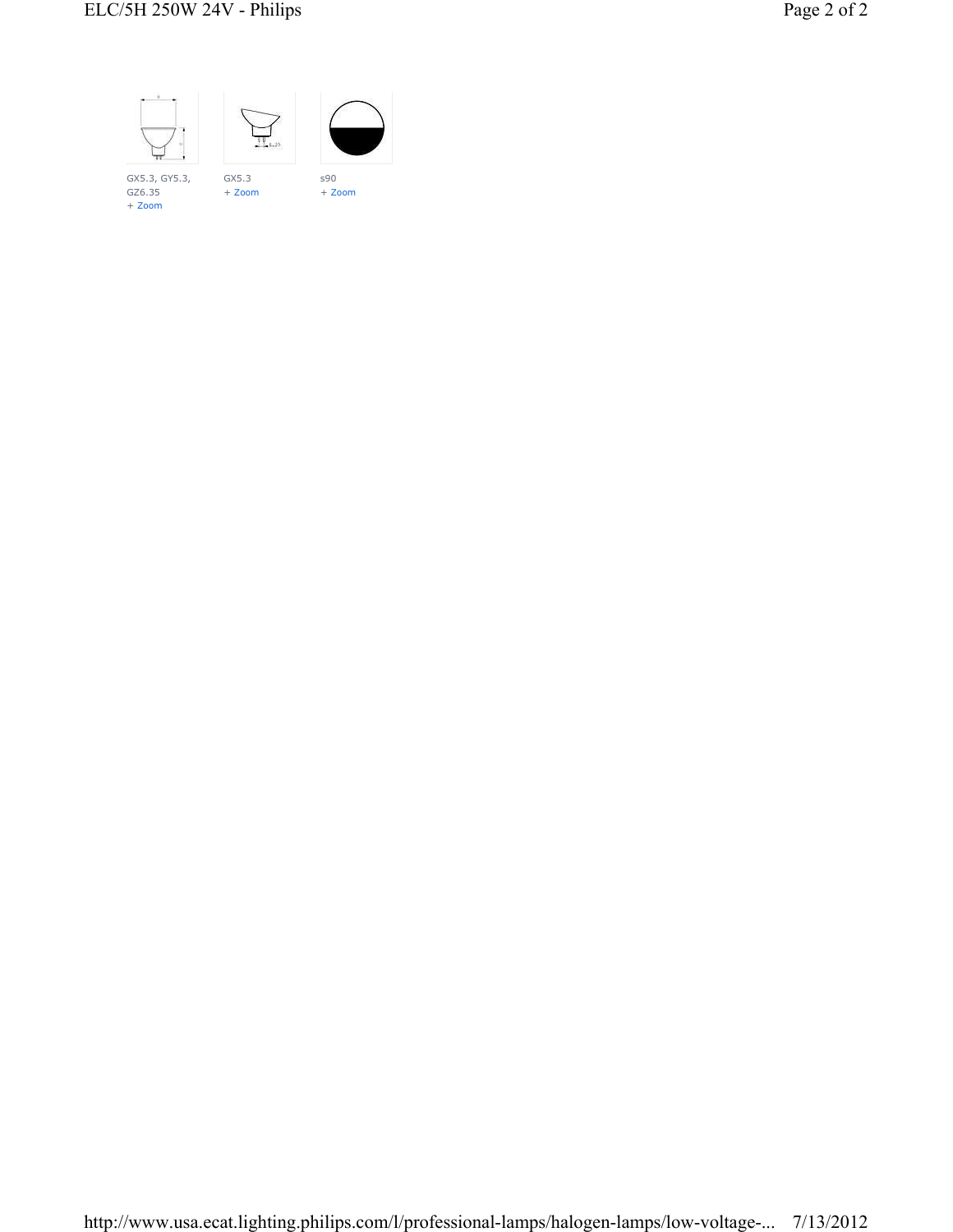GX5.3, GY5.3, GZ6.35
+ Zoom

GX5.3
+ Zoom

s90
+ Zoom